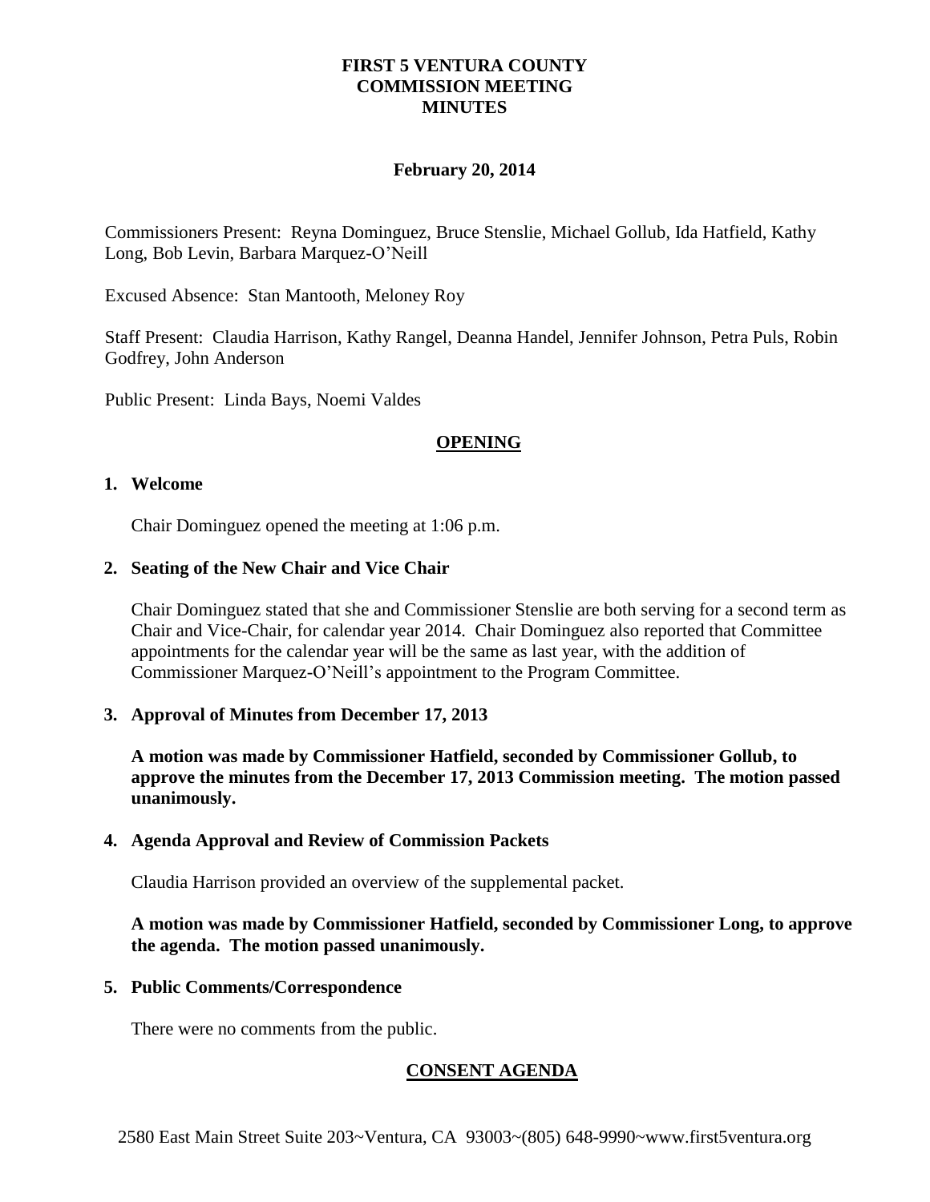# FIRST 5 VENTURA COUNTY
# COMMISSION MEETING
# MINUTES

**February 20, 2014**

Commissioners Present: Reyna Dominguez, Bruce Stenslie, Michael Gollub, Ida Hatfield, Kathy Long, Bob Levin, Barbara Marquez-O'Neill

Excused Absence: Stan Mantooth, Meloney Roy

Staff Present: Claudia Harrison, Kathy Rangel, Deanna Handel, Jennifer Johnson, Petra Puls, Robin Godfrey, John Anderson

Public Present: Linda Bays, Noemi Valdes

## OPENING

**1. Welcome**

Chair Dominguez opened the meeting at 1:06 p.m.

**2. Seating of the New Chair and Vice Chair**

Chair Dominguez stated that she and Commissioner Stenslie are both serving for a second term as Chair and Vice-Chair, for calendar year 2014. Chair Dominguez also reported that Committee appointments for the calendar year will be the same as last year, with the addition of Commissioner Marquez-O'Neill's appointment to the Program Committee.

**3. Approval of Minutes from December 17, 2013**

**A motion was made by Commissioner Hatfield, seconded by Commissioner Gollub, to approve the minutes from the December 17, 2013 Commission meeting. The motion passed unanimously.**

**4. Agenda Approval and Review of Commission Packets**

Claudia Harrison provided an overview of the supplemental packet.

**A motion was made by Commissioner Hatfield, seconded by Commissioner Long, to approve the agenda. The motion passed unanimously.**

**5. Public Comments/Correspondence**

There were no comments from the public.

## CONSENT AGENDA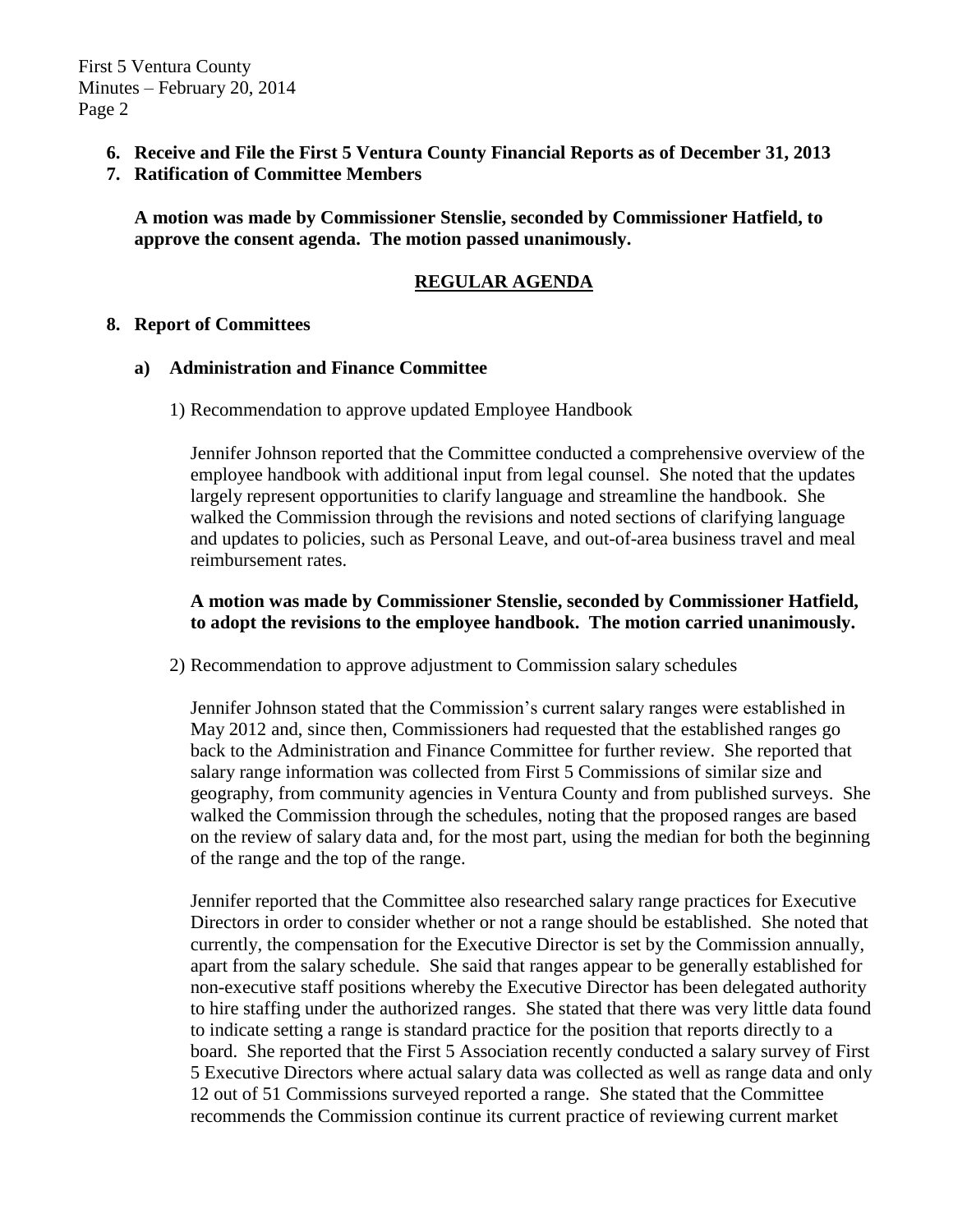**6. Receive and File the First 5 Ventura County Financial Reports as of December 31, 2013**

**7. Ratification of Committee Members**

**A motion was made by Commissioner Stenslie, seconded by Commissioner Hatfield, to approve the consent agenda. The motion passed unanimously.**

## REGULAR AGENDA

**8. Report of Committees**

**a) Administration and Finance Committee**

1) Recommendation to approve updated Employee Handbook

Jennifer Johnson reported that the Committee conducted a comprehensive overview of the employee handbook with additional input from legal counsel. She noted that the updates largely represent opportunities to clarify language and streamline the handbook. She walked the Commission through the revisions and noted sections of clarifying language and updates to policies, such as Personal Leave, and out-of-area business travel and meal reimbursement rates.

**A motion was made by Commissioner Stenslie, seconded by Commissioner Hatfield, to adopt the revisions to the employee handbook. The motion carried unanimously.**

2) Recommendation to approve adjustment to Commission salary schedules

Jennifer Johnson stated that the Commission's current salary ranges were established in May 2012 and, since then, Commissioners had requested that the established ranges go back to the Administration and Finance Committee for further review. She reported that salary range information was collected from First 5 Commissions of similar size and geography, from community agencies in Ventura County and from published surveys. She walked the Commission through the schedules, noting that the proposed ranges are based on the review of salary data and, for the most part, using the median for both the beginning of the range and the top of the range.

Jennifer reported that the Committee also researched salary range practices for Executive Directors in order to consider whether or not a range should be established. She noted that currently, the compensation for the Executive Director is set by the Commission annually, apart from the salary schedule. She said that ranges appear to be generally established for non-executive staff positions whereby the Executive Director has been delegated authority to hire staffing under the authorized ranges. She stated that there was very little data found to indicate setting a range is standard practice for the position that reports directly to a board. She reported that the First 5 Association recently conducted a salary survey of First 5 Executive Directors where actual salary data was collected as well as range data and only 12 out of 51 Commissions surveyed reported a range. She stated that the Committee recommends the Commission continue its current practice of reviewing current market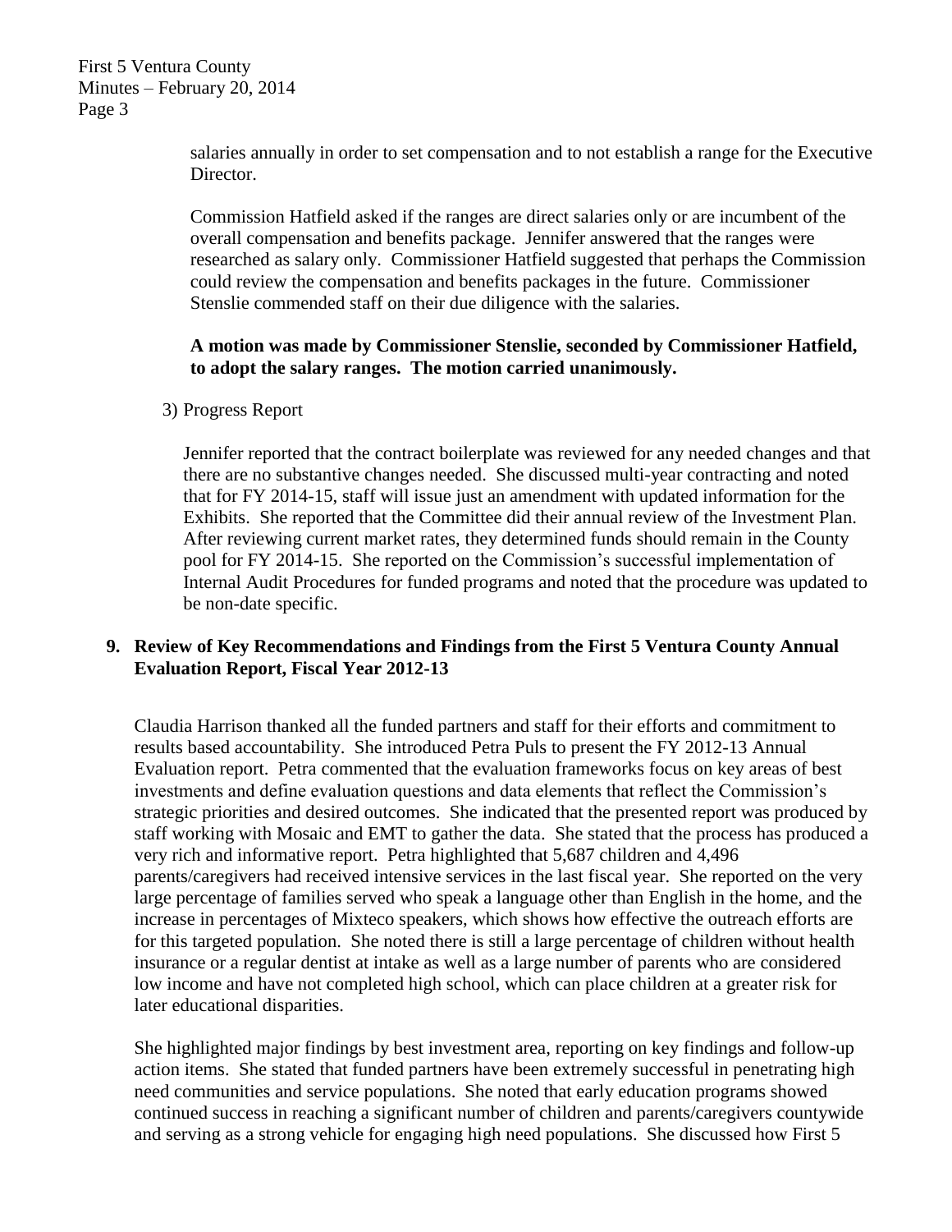salaries annually in order to set compensation and to not establish a range for the Executive Director.

Commission Hatfield asked if the ranges are direct salaries only or are incumbent of the overall compensation and benefits package. Jennifer answered that the ranges were researched as salary only. Commissioner Hatfield suggested that perhaps the Commission could review the compensation and benefits packages in the future. Commissioner Stenslie commended staff on their due diligence with the salaries.

**A motion was made by Commissioner Stenslie, seconded by Commissioner Hatfield, to adopt the salary ranges. The motion carried unanimously.**

3) Progress Report

Jennifer reported that the contract boilerplate was reviewed for any needed changes and that there are no substantive changes needed. She discussed multi-year contracting and noted that for FY 2014-15, staff will issue just an amendment with updated information for the Exhibits. She reported that the Committee did their annual review of the Investment Plan. After reviewing current market rates, they determined funds should remain in the County pool for FY 2014-15. She reported on the Commission's successful implementation of Internal Audit Procedures for funded programs and noted that the procedure was updated to be non-date specific.

**9. Review of Key Recommendations and Findings from the First 5 Ventura County Annual Evaluation Report, Fiscal Year 2012-13**

Claudia Harrison thanked all the funded partners and staff for their efforts and commitment to results based accountability. She introduced Petra Puls to present the FY 2012-13 Annual Evaluation report. Petra commented that the evaluation frameworks focus on key areas of best investments and define evaluation questions and data elements that reflect the Commission's strategic priorities and desired outcomes. She indicated that the presented report was produced by staff working with Mosaic and EMT to gather the data. She stated that the process has produced a very rich and informative report. Petra highlighted that 5,687 children and 4,496 parents/caregivers had received intensive services in the last fiscal year. She reported on the very large percentage of families served who speak a language other than English in the home, and the increase in percentages of Mixteco speakers, which shows how effective the outreach efforts are for this targeted population. She noted there is still a large percentage of children without health insurance or a regular dentist at intake as well as a large number of parents who are considered low income and have not completed high school, which can place children at a greater risk for later educational disparities.

She highlighted major findings by best investment area, reporting on key findings and follow-up action items. She stated that funded partners have been extremely successful in penetrating high need communities and service populations. She noted that early education programs showed continued success in reaching a significant number of children and parents/caregivers countywide and serving as a strong vehicle for engaging high need populations. She discussed how First 5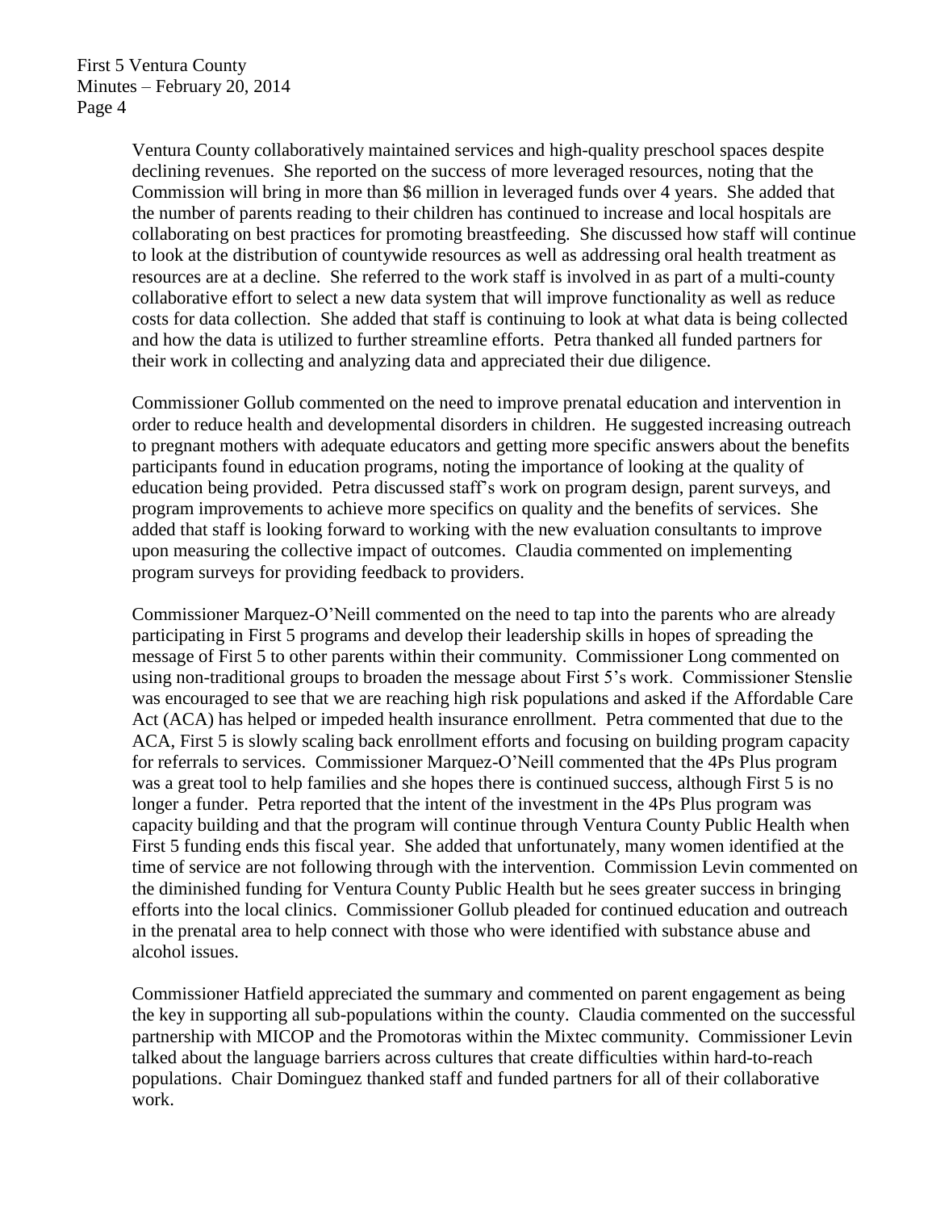Ventura County collaboratively maintained services and high-quality preschool spaces despite declining revenues. She reported on the success of more leveraged resources, noting that the Commission will bring in more than $6 million in leveraged funds over 4 years. She added that the number of parents reading to their children has continued to increase and local hospitals are collaborating on best practices for promoting breastfeeding. She discussed how staff will continue to look at the distribution of countywide resources as well as addressing oral health treatment as resources are at a decline. She referred to the work staff is involved in as part of a multi-county collaborative effort to select a new data system that will improve functionality as well as reduce costs for data collection. She added that staff is continuing to look at what data is being collected and how the data is utilized to further streamline efforts. Petra thanked all funded partners for their work in collecting and analyzing data and appreciated their due diligence.

Commissioner Gollub commented on the need to improve prenatal education and intervention in order to reduce health and developmental disorders in children. He suggested increasing outreach to pregnant mothers with adequate educators and getting more specific answers about the benefits participants found in education programs, noting the importance of looking at the quality of education being provided. Petra discussed staff's work on program design, parent surveys, and program improvements to achieve more specifics on quality and the benefits of services. She added that staff is looking forward to working with the new evaluation consultants to improve upon measuring the collective impact of outcomes. Claudia commented on implementing program surveys for providing feedback to providers.

Commissioner Marquez-O'Neill commented on the need to tap into the parents who are already participating in First 5 programs and develop their leadership skills in hopes of spreading the message of First 5 to other parents within their community. Commissioner Long commented on using non-traditional groups to broaden the message about First 5's work. Commissioner Stenslie was encouraged to see that we are reaching high risk populations and asked if the Affordable Care Act (ACA) has helped or impeded health insurance enrollment. Petra commented that due to the ACA, First 5 is slowly scaling back enrollment efforts and focusing on building program capacity for referrals to services. Commissioner Marquez-O'Neill commented that the 4Ps Plus program was a great tool to help families and she hopes there is continued success, although First 5 is no longer a funder. Petra reported that the intent of the investment in the 4Ps Plus program was capacity building and that the program will continue through Ventura County Public Health when First 5 funding ends this fiscal year. She added that unfortunately, many women identified at the time of service are not following through with the intervention. Commission Levin commented on the diminished funding for Ventura County Public Health but he sees greater success in bringing efforts into the local clinics. Commissioner Gollub pleaded for continued education and outreach in the prenatal area to help connect with those who were identified with substance abuse and alcohol issues.

Commissioner Hatfield appreciated the summary and commented on parent engagement as being the key in supporting all sub-populations within the county. Claudia commented on the successful partnership with MICOP and the Promotoras within the Mixtec community. Commissioner Levin talked about the language barriers across cultures that create difficulties within hard-to-reach populations. Chair Dominguez thanked staff and funded partners for all of their collaborative work.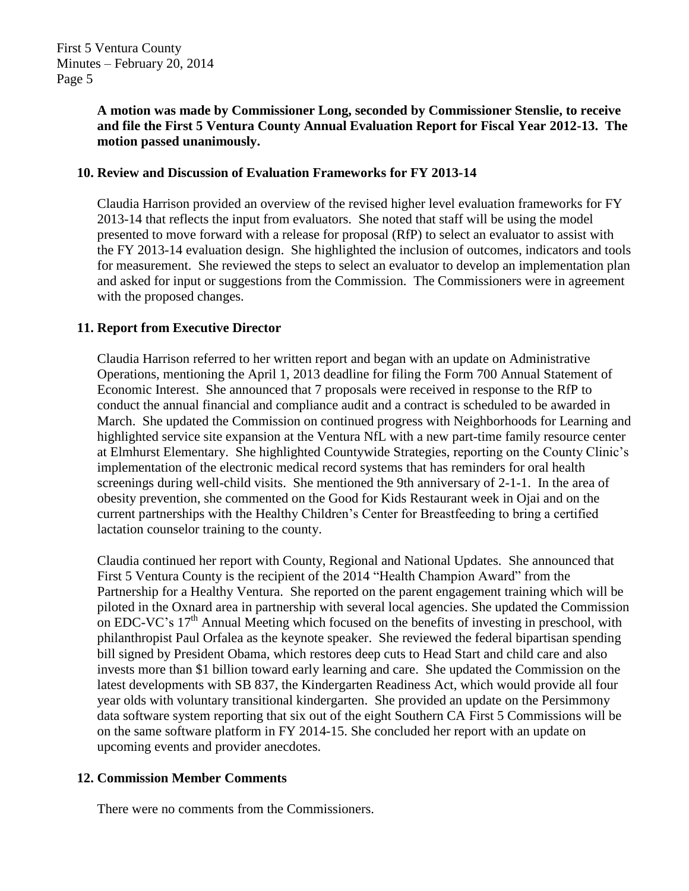**A motion was made by Commissioner Long, seconded by Commissioner Stenslie, to receive and file the First 5 Ventura County Annual Evaluation Report for Fiscal Year 2012-13. The motion passed unanimously.**

## 10. Review and Discussion of Evaluation Frameworks for FY 2013-14

Claudia Harrison provided an overview of the revised higher level evaluation frameworks for FY 2013-14 that reflects the input from evaluators. She noted that staff will be using the model presented to move forward with a release for proposal (RfP) to select an evaluator to assist with the FY 2013-14 evaluation design. She highlighted the inclusion of outcomes, indicators and tools for measurement. She reviewed the steps to select an evaluator to develop an implementation plan and asked for input or suggestions from the Commission. The Commissioners were in agreement with the proposed changes.

## 11. Report from Executive Director

Claudia Harrison referred to her written report and began with an update on Administrative Operations, mentioning the April 1, 2013 deadline for filing the Form 700 Annual Statement of Economic Interest. She announced that 7 proposals were received in response to the RfP to conduct the annual financial and compliance audit and a contract is scheduled to be awarded in March. She updated the Commission on continued progress with Neighborhoods for Learning and highlighted service site expansion at the Ventura NfL with a new part-time family resource center at Elmhurst Elementary. She highlighted Countywide Strategies, reporting on the County Clinic's implementation of the electronic medical record systems that has reminders for oral health screenings during well-child visits. She mentioned the 9th anniversary of 2-1-1. In the area of obesity prevention, she commented on the Good for Kids Restaurant week in Ojai and on the current partnerships with the Healthy Children's Center for Breastfeeding to bring a certified lactation counselor training to the county.

Claudia continued her report with County, Regional and National Updates. She announced that First 5 Ventura County is the recipient of the 2014 "Health Champion Award" from the Partnership for a Healthy Ventura. She reported on the parent engagement training which will be piloted in the Oxnard area in partnership with several local agencies. She updated the Commission on EDC-VC's 17th Annual Meeting which focused on the benefits of investing in preschool, with philanthropist Paul Orfalea as the keynote speaker. She reviewed the federal bipartisan spending bill signed by President Obama, which restores deep cuts to Head Start and child care and also invests more than $1 billion toward early learning and care. She updated the Commission on the latest developments with SB 837, the Kindergarten Readiness Act, which would provide all four year olds with voluntary transitional kindergarten. She provided an update on the Persimmony data software system reporting that six out of the eight Southern CA First 5 Commissions will be on the same software platform in FY 2014-15. She concluded her report with an update on upcoming events and provider anecdotes.

## 12. Commission Member Comments

There were no comments from the Commissioners.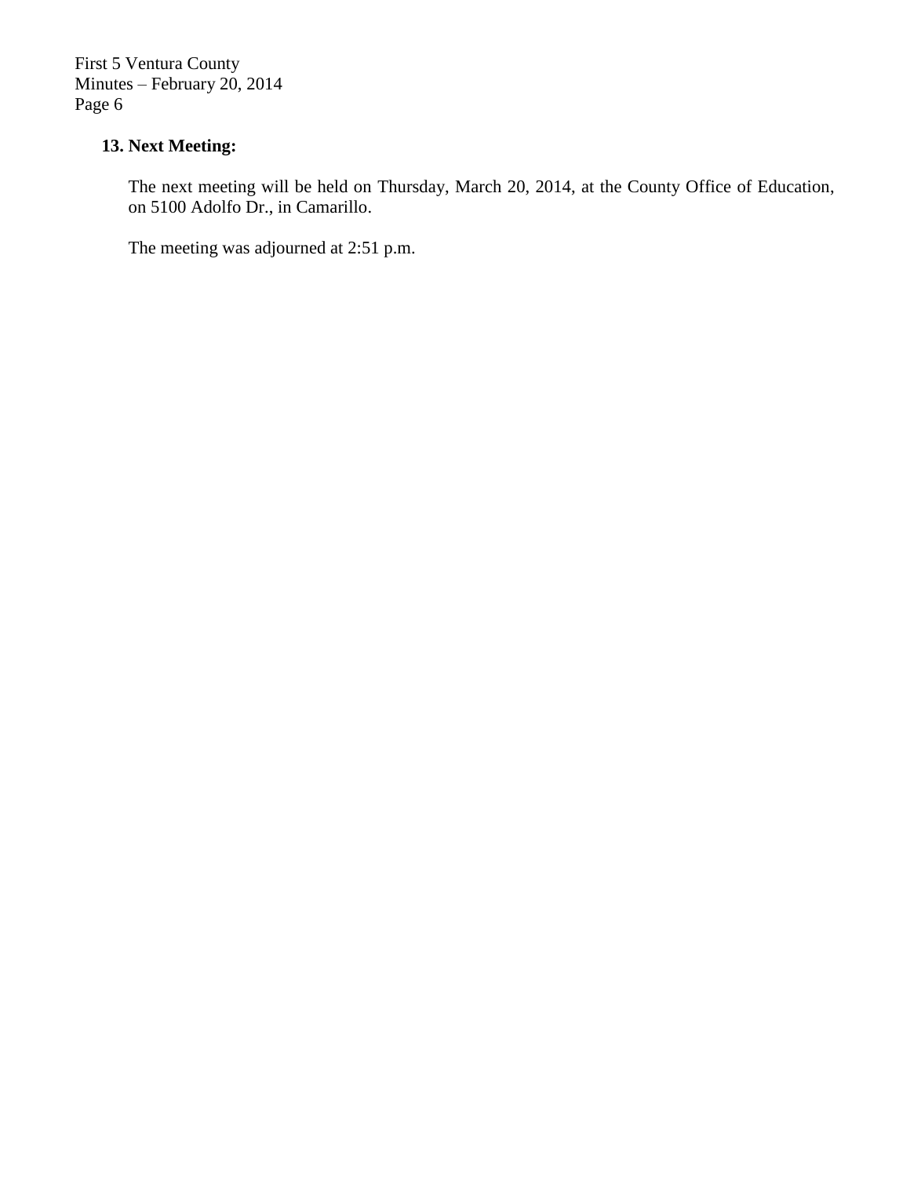**13. Next Meeting:**

The next meeting will be held on Thursday, March 20, 2014, at the County Office of Education, on 5100 Adolfo Dr., in Camarillo.

The meeting was adjourned at 2:51 p.m.